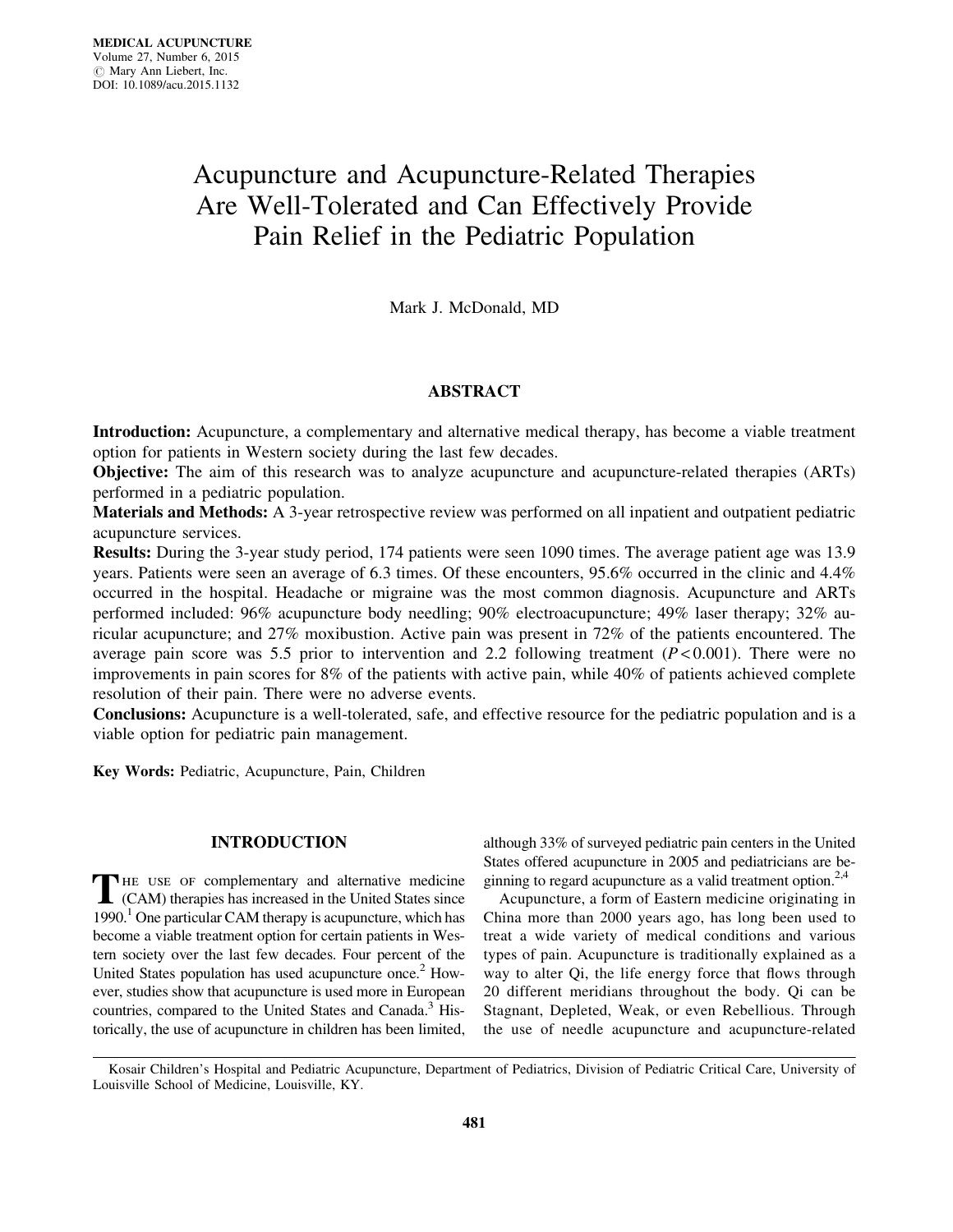# Acupuncture and Acupuncture-Related Therapies Are Well-Tolerated and Can Effectively Provide Pain Relief in the Pediatric Population

Mark J. McDonald, MD

## ABSTRACT

**Introduction:** Acupuncture, a complementary and alternative medical therapy, has become a viable treatment option for patients in Western society during the last few decades.

**Objective:** The aim of this research was to analyze acupuncture and acupuncture-related therapies (ARTs) performed in a pediatric population.

**Materials and Methods:** A 3-year retrospective review was performed on all inpatient and outpatient pediatric acupuncture services.

**Results:** During the 3-year study period, 174 patients were seen 1090 times. The average patient age was 13.9 years. Patients were seen an average of 6.3 times. Of these encounters, 95.6% occurred in the clinic and 4.4% occurred in the hospital. Headache or migraine was the most common diagnosis. Acupuncture and ARTs performed included: 96% acupuncture body needling; 90% electroacupuncture; 49% laser therapy; 32% auricular acupuncture; and 27% moxibustion. Active pain was present in 72% of the patients encountered. The average pain score was 5.5 prior to intervention and 2.2 following treatment ($P < 0.001$). There were no improvements in pain scores for 8% of the patients with active pain, while 40% of patients achieved complete resolution of their pain. There were no adverse events.

**Conclusions:** Acupuncture is a well-tolerated, safe, and effective resource for the pediatric population and is a viable option for pediatric pain management.

**Key Words:** Pediatric, Acupuncture, Pain, Children

## INTRODUCTION

The use of complementary and alternative medicine (CAM) therapies has increased in the United States since 1990.[1] One particular CAM therapy is acupuncture, which has become a viable treatment option for certain patients in Western society over the last few decades. Four percent of the United States population has used acupuncture once.[2] However, studies show that acupuncture is used more in European countries, compared to the United States and Canada.[3] Historically, the use of acupuncture in children has been limited, although 33% of surveyed pediatric pain centers in the United States offered acupuncture in 2005 and pediatricians are beginning to regard acupuncture as a valid treatment option.[2,4]

Acupuncture, a form of Eastern medicine originating in China more than 2000 years ago, has long been used to treat a wide variety of medical conditions and various types of pain. Acupuncture is traditionally explained as a way to alter Qi, the life energy force that flows through 20 different meridians throughout the body. Qi can be Stagnant, Depleted, Weak, or even Rebellious. Through the use of needle acupuncture and acupuncture-related

Kosair Children's Hospital and Pediatric Acupuncture, Department of Pediatrics, Division of Pediatric Critical Care, University of Louisville School of Medicine, Louisville, KY.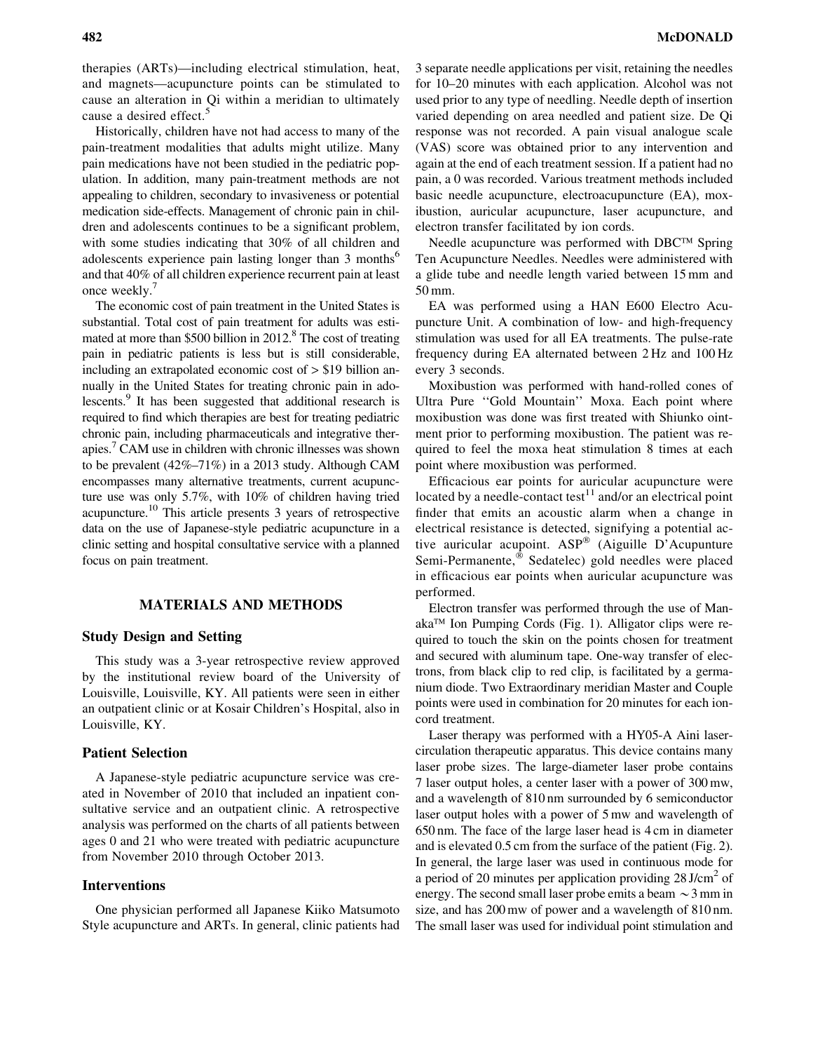therapies (ARTs)—including electrical stimulation, heat, and magnets—acupuncture points can be stimulated to cause an alteration in Qi within a meridian to ultimately cause a desired effect.[5]

Historically, children have not had access to many of the pain-treatment modalities that adults might utilize. Many pain medications have not been studied in the pediatric population. In addition, many pain-treatment methods are not appealing to children, secondary to invasiveness or potential medication side-effects. Management of chronic pain in children and adolescents continues to be a significant problem, with some studies indicating that 30% of all children and adolescents experience pain lasting longer than 3 months[6] and that 40% of all children experience recurrent pain at least once weekly.[7]

The economic cost of pain treatment in the United States is substantial. Total cost of pain treatment for adults was estimated at more than \$500 billion in 2012.[8] The cost of treating pain in pediatric patients is less but is still considerable, including an extrapolated economic cost of > \$19 billion annually in the United States for treating chronic pain in adolescents.[9] It has been suggested that additional research is required to find which therapies are best for treating pediatric chronic pain, including pharmaceuticals and integrative therapies.[7] CAM use in children with chronic illnesses was shown to be prevalent (42%–71%) in a 2013 study. Although CAM encompasses many alternative treatments, current acupuncture use was only 5.7%, with 10% of children having tried acupuncture.[10] This article presents 3 years of retrospective data on the use of Japanese-style pediatric acupuncture in a clinic setting and hospital consultative service with a planned focus on pain treatment.

## MATERIALS AND METHODS

### Study Design and Setting

This study was a 3-year retrospective review approved by the institutional review board of the University of Louisville, Louisville, KY. All patients were seen in either an outpatient clinic or at Kosair Children's Hospital, also in Louisville, KY.

### Patient Selection

A Japanese-style pediatric acupuncture service was created in November of 2010 that included an inpatient consultative service and an outpatient clinic. A retrospective analysis was performed on the charts of all patients between ages 0 and 21 who were treated with pediatric acupuncture from November 2010 through October 2013.

### Interventions

One physician performed all Japanese Kiiko Matsumoto Style acupuncture and ARTs. In general, clinic patients had 3 separate needle applications per visit, retaining the needles for 10–20 minutes with each application. Alcohol was not used prior to any type of needling. Needle depth of insertion varied depending on area needled and patient size. De Qi response was not recorded. A pain visual analogue scale (VAS) score was obtained prior to any intervention and again at the end of each treatment session. If a patient had no pain, a 0 was recorded. Various treatment methods included basic needle acupuncture, electroacupuncture (EA), moxibustion, auricular acupuncture, laser acupuncture, and electron transfer facilitated by ion cords.

Needle acupuncture was performed with DBC™ Spring Ten Acupuncture Needles. Needles were administered with a glide tube and needle length varied between 15 mm and 50 mm.

EA was performed using a HAN E600 Electro Acupuncture Unit. A combination of low- and high-frequency stimulation was used for all EA treatments. The pulse-rate frequency during EA alternated between 2 Hz and 100 Hz every 3 seconds.

Moxibustion was performed with hand-rolled cones of Ultra Pure ''Gold Mountain'' Moxa. Each point where moxibustion was done was first treated with Shiunko ointment prior to performing moxibustion. The patient was required to feel the moxa heat stimulation 8 times at each point where moxibustion was performed.

Efficacious ear points for auricular acupuncture were located by a needle-contact test[11] and/or an electrical point finder that emits an acoustic alarm when a change in electrical resistance is detected, signifying a potential active auricular acupoint. ASP® (Aiguille D'Acupunture Semi-Permanente,® Sedatelec) gold needles were placed in efficacious ear points when auricular acupuncture was performed.

Electron transfer was performed through the use of Manaka™ Ion Pumping Cords (Fig. 1). Alligator clips were required to touch the skin on the points chosen for treatment and secured with aluminum tape. One-way transfer of electrons, from black clip to red clip, is facilitated by a germanium diode. Two Extraordinary meridian Master and Couple points were used in combination for 20 minutes for each ion-cord treatment.

Laser therapy was performed with a HY05-A Aini laser-circulation therapeutic apparatus. This device contains many laser probe sizes. The large-diameter laser probe contains 7 laser output holes, a center laser with a power of 300 mw, and a wavelength of 810 nm surrounded by 6 semiconductor laser output holes with a power of 5 mw and wavelength of 650 nm. The face of the large laser head is 4 cm in diameter and is elevated 0.5 cm from the surface of the patient (Fig. 2). In general, the large laser was used in continuous mode for a period of 20 minutes per application providing 28 J/cm$^2$ of energy. The second small laser probe emits a beam ~3 mm in size, and has 200 mw of power and a wavelength of 810 nm. The small laser was used for individual point stimulation and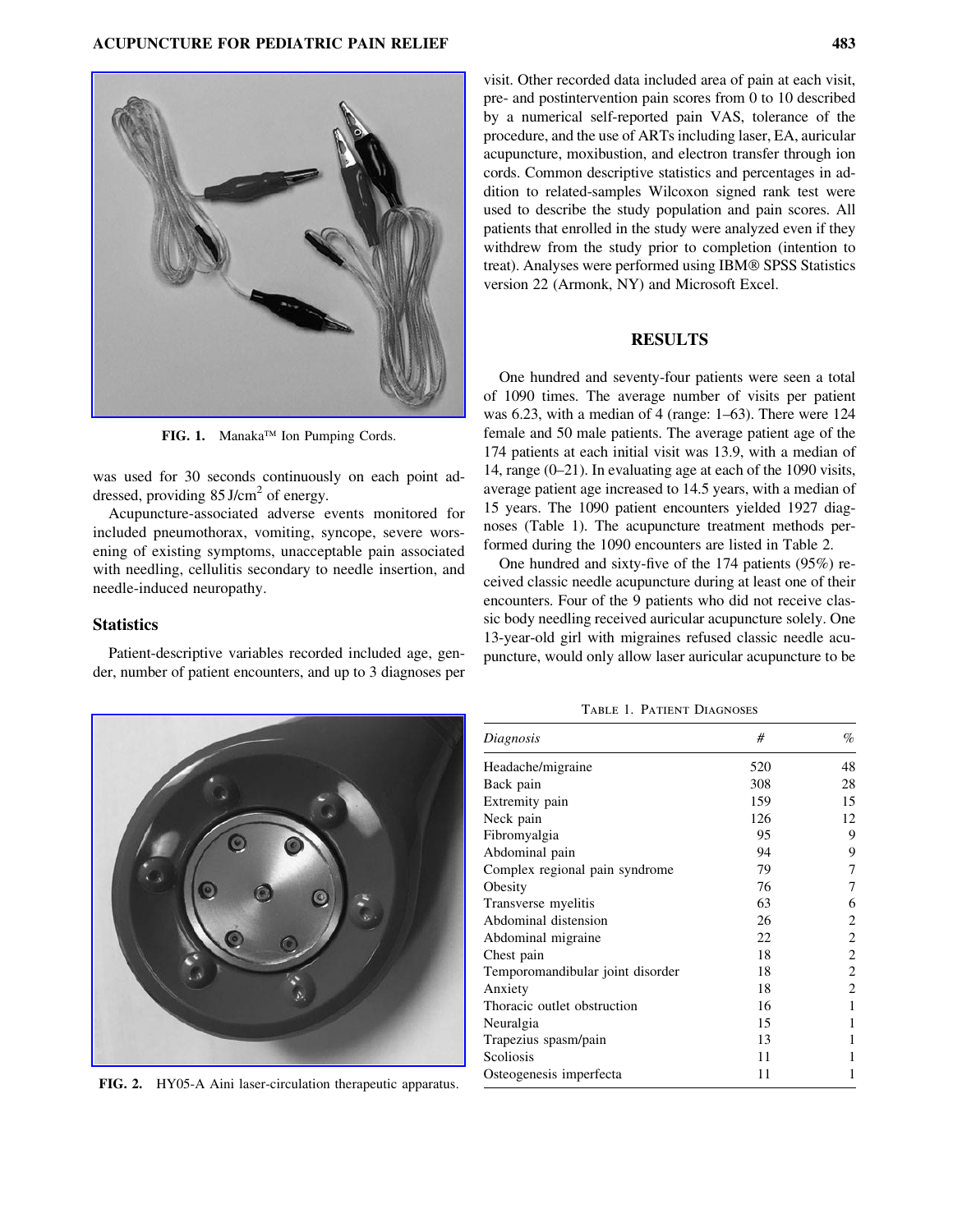FIG. 1. Manaka™ Ion Pumping Cords.

was used for 30 seconds continuously on each point addressed, providing 85 J/cm$^2$ of energy.

Acupuncture-associated adverse events monitored for included pneumothorax, vomiting, syncope, severe worsening of existing symptoms, unacceptable pain associated with needling, cellulitis secondary to needle insertion, and needle-induced neuropathy.

### Statistics

Patient-descriptive variables recorded included age, gender, number of patient encounters, and up to 3 diagnoses per visit. Other recorded data included area of pain at each visit, pre- and postintervention pain scores from 0 to 10 described by a numerical self-reported pain VAS, tolerance of the procedure, and the use of ARTs including laser, EA, auricular acupuncture, moxibustion, and electron transfer through ion cords. Common descriptive statistics and percentages in addition to related-samples Wilcoxon signed rank test were used to describe the study population and pain scores. All patients that enrolled in the study were analyzed even if they withdrew from the study prior to completion (intention to treat). Analyses were performed using IBM® SPSS Statistics version 22 (Armonk, NY) and Microsoft Excel.

## RESULTS

One hundred and seventy-four patients were seen a total of 1090 times. The average number of visits per patient was 6.23, with a median of 4 (range: 1–63). There were 124 female and 50 male patients. The average patient age of the 174 patients at each initial visit was 13.9, with a median of 14, range (0–21). In evaluating age at each of the 1090 visits, average patient age increased to 14.5 years, with a median of 15 years. The 1090 patient encounters yielded 1927 diagnoses (Table 1). The acupuncture treatment methods performed during the 1090 encounters are listed in Table 2.

One hundred and sixty-five of the 174 patients (95%) received classic needle acupuncture during at least one of their encounters. Four of the 9 patients who did not receive classic body needling received auricular acupuncture solely. One 13-year-old girl with migraines refused classic needle acupuncture, would only allow laser auricular acupuncture to be

FIG. 2. HY05-A Aini laser-circulation therapeutic apparatus.

Table 1. Patient Diagnoses

| *Diagnosis* | *#* | *%* |
|---|---|---|
| Headache/migraine | 520 | 48 |
| Back pain | 308 | 28 |
| Extremity pain | 159 | 15 |
| Neck pain | 126 | 12 |
| Fibromyalgia | 95 | 9 |
| Abdominal pain | 94 | 9 |
| Complex regional pain syndrome | 79 | 7 |
| Obesity | 76 | 7 |
| Transverse myelitis | 63 | 6 |
| Abdominal distension | 26 | 2 |
| Abdominal migraine | 22 | 2 |
| Chest pain | 18 | 2 |
| Temporomandibular joint disorder | 18 | 2 |
| Anxiety | 18 | 2 |
| Thoracic outlet obstruction | 16 | 1 |
| Neuralgia | 15 | 1 |
| Trapezius spasm/pain | 13 | 1 |
| Scoliosis | 11 | 1 |
| Osteogenesis imperfecta | 11 | 1 |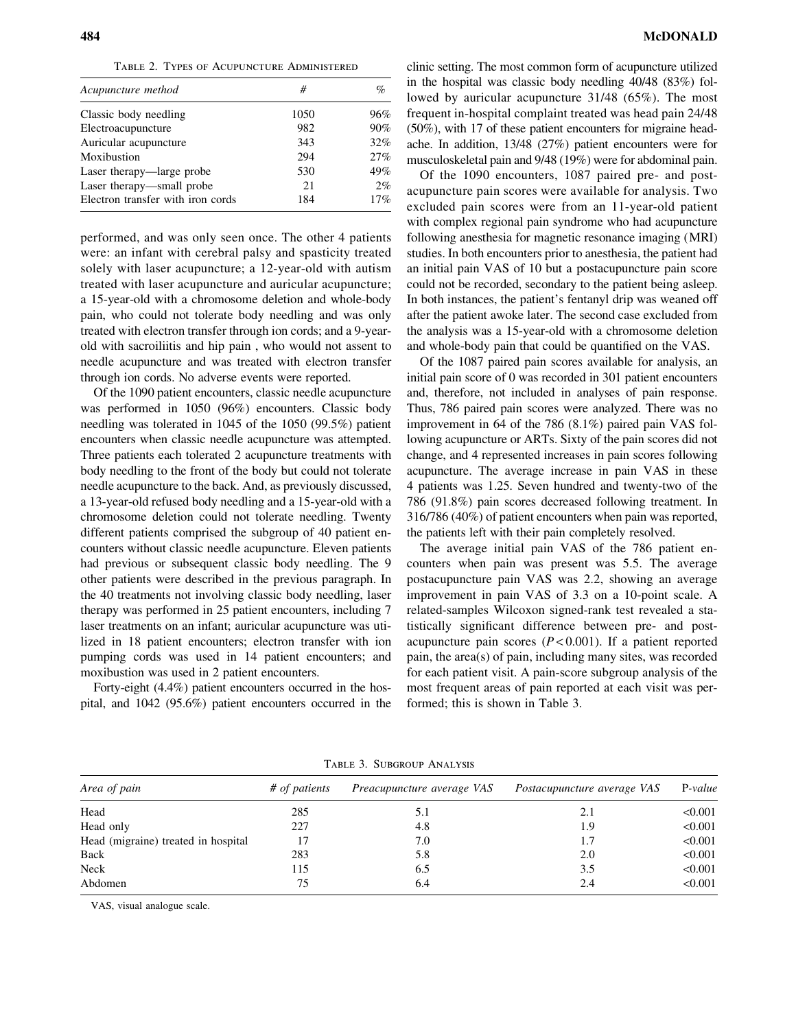Table 2. Types of Acupuncture Administered

| *Acupuncture method* | # | % |
|---|---|---|
| Classic body needling | 1050 | 96% |
| Electroacupuncture | 982 | 90% |
| Auricular acupuncture | 343 | 32% |
| Moxibustion | 294 | 27% |
| Laser therapy—large probe | 530 | 49% |
| Laser therapy—small probe | 21 | 2% |
| Electron transfer with iron cords | 184 | 17% |

performed, and was only seen once. The other 4 patients were: an infant with cerebral palsy and spasticity treated solely with laser acupuncture; a 12-year-old with autism treated with laser acupuncture and auricular acupuncture; a 15-year-old with a chromosome deletion and whole-body pain, who could not tolerate body needling and was only treated with electron transfer through ion cords; and a 9-year-old with sacroiliitis and hip pain , who would not assent to needle acupuncture and was treated with electron transfer through ion cords. No adverse events were reported.

Of the 1090 patient encounters, classic needle acupuncture was performed in 1050 (96%) encounters. Classic body needling was tolerated in 1045 of the 1050 (99.5%) patient encounters when classic needle acupuncture was attempted. Three patients each tolerated 2 acupuncture treatments with body needling to the front of the body but could not tolerate needle acupuncture to the back. And, as previously discussed, a 13-year-old refused body needling and a 15-year-old with a chromosome deletion could not tolerate needling. Twenty different patients comprised the subgroup of 40 patient encounters without classic needle acupuncture. Eleven patients had previous or subsequent classic body needling. The 9 other patients were described in the previous paragraph. In the 40 treatments not involving classic body needling, laser therapy was performed in 25 patient encounters, including 7 laser treatments on an infant; auricular acupuncture was utilized in 18 patient encounters; electron transfer with ion pumping cords was used in 14 patient encounters; and moxibustion was used in 2 patient encounters.

Forty-eight (4.4%) patient encounters occurred in the hospital, and 1042 (95.6%) patient encounters occurred in the clinic setting. The most common form of acupuncture utilized in the hospital was classic body needling 40/48 (83%) followed by auricular acupuncture 31/48 (65%). The most frequent in-hospital complaint treated was head pain 24/48 (50%), with 17 of these patient encounters for migraine headache. In addition, 13/48 (27%) patient encounters were for musculoskeletal pain and 9/48 (19%) were for abdominal pain.

Of the 1090 encounters, 1087 paired pre- and postacupuncture pain scores were available for analysis. Two excluded pain scores were from an 11-year-old patient with complex regional pain syndrome who had acupuncture following anesthesia for magnetic resonance imaging (MRI) studies. In both encounters prior to anesthesia, the patient had an initial pain VAS of 10 but a postacupuncture pain score could not be recorded, secondary to the patient being asleep. In both instances, the patient's fentanyl drip was weaned off after the patient awoke later. The second case excluded from the analysis was a 15-year-old with a chromosome deletion and whole-body pain that could be quantified on the VAS.

Of the 1087 paired pain scores available for analysis, an initial pain score of 0 was recorded in 301 patient encounters and, therefore, not included in analyses of pain response. Thus, 786 paired pain scores were analyzed. There was no improvement in 64 of the 786 (8.1%) paired pain VAS following acupuncture or ARTs. Sixty of the pain scores did not change, and 4 represented increases in pain scores following acupuncture. The average increase in pain VAS in these 4 patients was 1.25. Seven hundred and twenty-two of the 786 (91.8%) pain scores decreased following treatment. In 316/786 (40%) of patient encounters when pain was reported, the patients left with their pain completely resolved.

The average initial pain VAS of the 786 patient encounters when pain was present was 5.5. The average postacupuncture pain VAS was 2.2, showing an average improvement in pain VAS of 3.3 on a 10-point scale. A related-samples Wilcoxon signed-rank test revealed a statistically significant difference between pre- and postacupuncture pain scores ($P < 0.001$). If a patient reported pain, the area(s) of pain, including many sites, was recorded for each patient visit. A pain-score subgroup analysis of the most frequent areas of pain reported at each visit was performed; this is shown in Table 3.

Table 3. Subgroup Analysis

| *Area of pain* | *# of patients* | *Preacupuncture average VAS* | *Postacupuncture average VAS* | P-*value* |
|---|---|---|---|---|
| Head | 285 | 5.1 | 2.1 | <0.001 |
| Head only | 227 | 4.8 | 1.9 | <0.001 |
| Head (migraine) treated in hospital | 17 | 7.0 | 1.7 | <0.001 |
| Back | 283 | 5.8 | 2.0 | <0.001 |
| Neck | 115 | 6.5 | 3.5 | <0.001 |
| Abdomen | 75 | 6.4 | 2.4 | <0.001 |

VAS, visual analogue scale.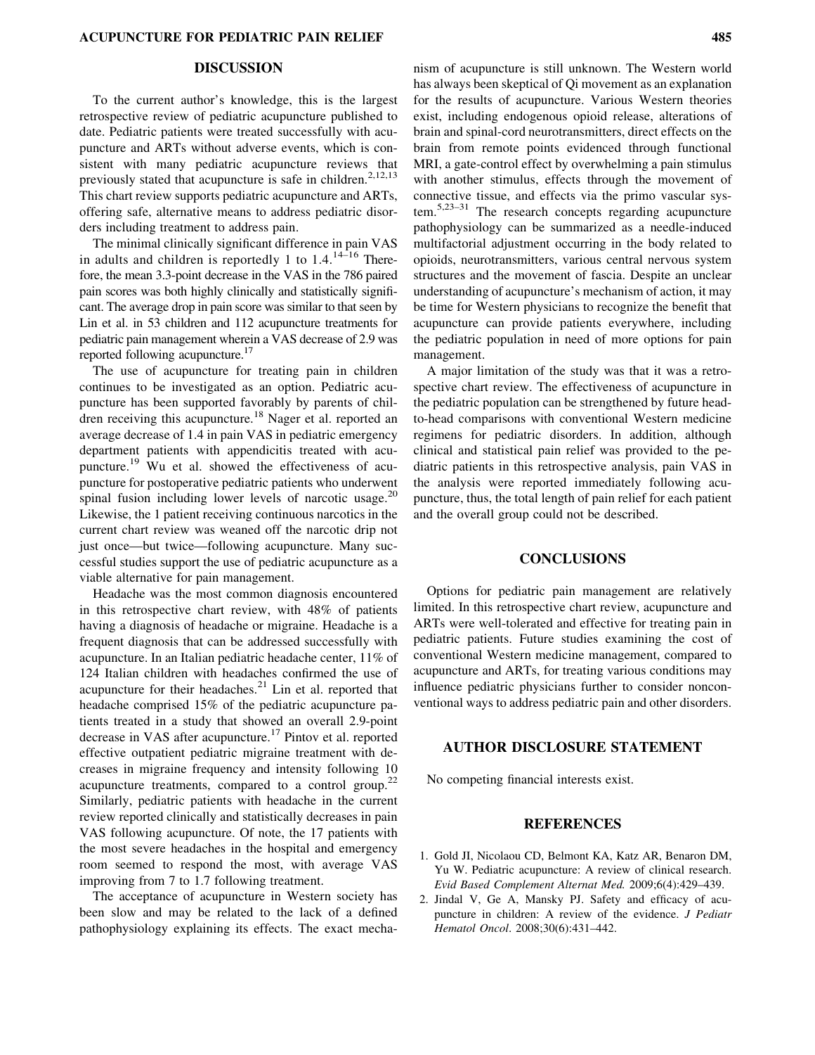## DISCUSSION

To the current author's knowledge, this is the largest retrospective review of pediatric acupuncture published to date. Pediatric patients were treated successfully with acupuncture and ARTs without adverse events, which is consistent with many pediatric acupuncture reviews that previously stated that acupuncture is safe in children.[2,12,13] This chart review supports pediatric acupuncture and ARTs, offering safe, alternative means to address pediatric disorders including treatment to address pain.

The minimal clinically significant difference in pain VAS in adults and children is reportedly 1 to 1.4.[14–16] Therefore, the mean 3.3-point decrease in the VAS in the 786 paired pain scores was both highly clinically and statistically significant. The average drop in pain score was similar to that seen by Lin et al. in 53 children and 112 acupuncture treatments for pediatric pain management wherein a VAS decrease of 2.9 was reported following acupuncture.[17]

The use of acupuncture for treating pain in children continues to be investigated as an option. Pediatric acupuncture has been supported favorably by parents of children receiving this acupuncture.[18] Nager et al. reported an average decrease of 1.4 in pain VAS in pediatric emergency department patients with appendicitis treated with acupuncture.[19] Wu et al. showed the effectiveness of acupuncture for postoperative pediatric patients who underwent spinal fusion including lower levels of narcotic usage.[20] Likewise, the 1 patient receiving continuous narcotics in the current chart review was weaned off the narcotic drip not just once—but twice—following acupuncture. Many successful studies support the use of pediatric acupuncture as a viable alternative for pain management.

Headache was the most common diagnosis encountered in this retrospective chart review, with 48% of patients having a diagnosis of headache or migraine. Headache is a frequent diagnosis that can be addressed successfully with acupuncture. In an Italian pediatric headache center, 11% of 124 Italian children with headaches confirmed the use of acupuncture for their headaches.[21] Lin et al. reported that headache comprised 15% of the pediatric acupuncture patients treated in a study that showed an overall 2.9-point decrease in VAS after acupuncture.[17] Pintov et al. reported effective outpatient pediatric migraine treatment with decreases in migraine frequency and intensity following 10 acupuncture treatments, compared to a control group.[22] Similarly, pediatric patients with headache in the current review reported clinically and statistically decreases in pain VAS following acupuncture. Of note, the 17 patients with the most severe headaches in the hospital and emergency room seemed to respond the most, with average VAS improving from 7 to 1.7 following treatment.

The acceptance of acupuncture in Western society has been slow and may be related to the lack of a defined pathophysiology explaining its effects. The exact mechanism of acupuncture is still unknown. The Western world has always been skeptical of Qi movement as an explanation for the results of acupuncture. Various Western theories exist, including endogenous opioid release, alterations of brain and spinal-cord neurotransmitters, direct effects on the brain from remote points evidenced through functional MRI, a gate-control effect by overwhelming a pain stimulus with another stimulus, effects through the movement of connective tissue, and effects via the primo vascular system.[5,23–31] The research concepts regarding acupuncture pathophysiology can be summarized as a needle-induced multifactorial adjustment occurring in the body related to opioids, neurotransmitters, various central nervous system structures and the movement of fascia. Despite an unclear understanding of acupuncture's mechanism of action, it may be time for Western physicians to recognize the benefit that acupuncture can provide patients everywhere, including the pediatric population in need of more options for pain management.

A major limitation of the study was that it was a retrospective chart review. The effectiveness of acupuncture in the pediatric population can be strengthened by future head-to-head comparisons with conventional Western medicine regimens for pediatric disorders. In addition, although clinical and statistical pain relief was provided to the pediatric patients in this retrospective analysis, pain VAS in the analysis were reported immediately following acupuncture, thus, the total length of pain relief for each patient and the overall group could not be described.

## CONCLUSIONS

Options for pediatric pain management are relatively limited. In this retrospective chart review, acupuncture and ARTs were well-tolerated and effective for treating pain in pediatric patients. Future studies examining the cost of conventional Western medicine management, compared to acupuncture and ARTs, for treating various conditions may influence pediatric physicians further to consider nonconventional ways to address pediatric pain and other disorders.

## AUTHOR DISCLOSURE STATEMENT

No competing financial interests exist.

## REFERENCES

1. Gold JI, Nicolaou CD, Belmont KA, Katz AR, Benaron DM, Yu W. Pediatric acupuncture: A review of clinical research. *Evid Based Complement Alternat Med.* 2009;6(4):429–439.
2. Jindal V, Ge A, Mansky PJ. Safety and efficacy of acupuncture in children: A review of the evidence. *J Pediatr Hematol Oncol*. 2008;30(6):431–442.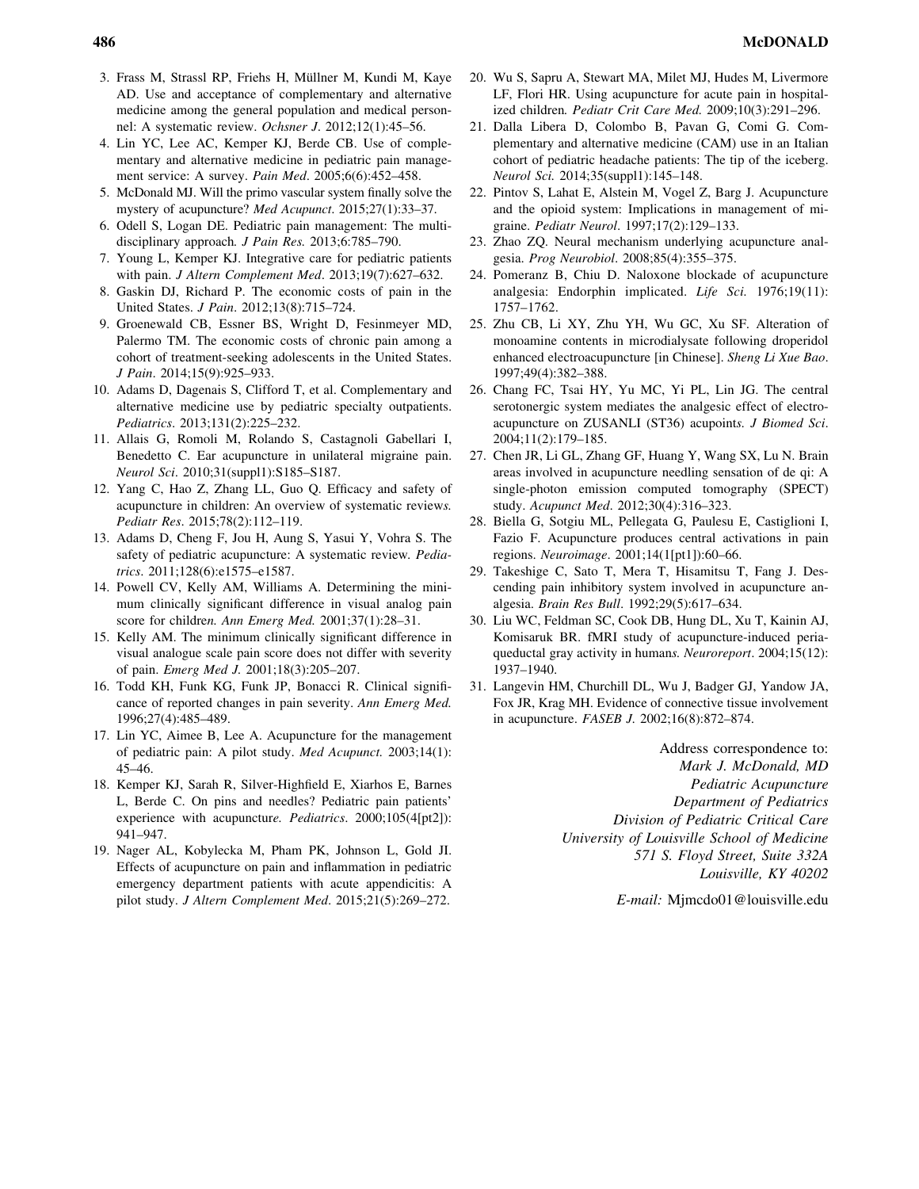3. Frass M, Strassl RP, Friehs H, Müllner M, Kundi M, Kaye AD. Use and acceptance of complementary and alternative medicine among the general population and medical personnel: A systematic review. *Ochsner J*. 2012;12(1):45–56.
4. Lin YC, Lee AC, Kemper KJ, Berde CB. Use of complementary and alternative medicine in pediatric pain management service: A survey. *Pain Med*. 2005;6(6):452–458.
5. McDonald MJ. Will the primo vascular system finally solve the mystery of acupuncture? *Med Acupunct*. 2015;27(1):33–37.
6. Odell S, Logan DE. Pediatric pain management: The multidisciplinary approach. *J Pain Res.* 2013;6:785–790.
7. Young L, Kemper KJ. Integrative care for pediatric patients with pain. *J Altern Complement Med*. 2013;19(7):627–632.
8. Gaskin DJ, Richard P. The economic costs of pain in the United States. *J Pain*. 2012;13(8):715–724.
9. Groenewald CB, Essner BS, Wright D, Fesinmeyer MD, Palermo TM. The economic costs of chronic pain among a cohort of treatment-seeking adolescents in the United States. *J Pain*. 2014;15(9):925–933.
10. Adams D, Dagenais S, Clifford T, et al. Complementary and alternative medicine use by pediatric specialty outpatients. *Pediatrics*. 2013;131(2):225–232.
11. Allais G, Romoli M, Rolando S, Castagnoli Gabellari I, Benedetto C. Ear acupuncture in unilateral migraine pain. *Neurol Sci*. 2010;31(suppl1):S185–S187.
12. Yang C, Hao Z, Zhang LL, Guo Q. Efficacy and safety of acupuncture in children: An overview of systematic reviews. *Pediatr Res*. 2015;78(2):112–119.
13. Adams D, Cheng F, Jou H, Aung S, Yasui Y, Vohra S. The safety of pediatric acupuncture: A systematic review. *Pediatrics*. 2011;128(6):e1575–e1587.
14. Powell CV, Kelly AM, Williams A. Determining the minimum clinically significant difference in visual analog pain score for children. *Ann Emerg Med.* 2001;37(1):28–31.
15. Kelly AM. The minimum clinically significant difference in visual analogue scale pain score does not differ with severity of pain. *Emerg Med J.* 2001;18(3):205–207.
16. Todd KH, Funk KG, Funk JP, Bonacci R. Clinical significance of reported changes in pain severity. *Ann Emerg Med.* 1996;27(4):485–489.
17. Lin YC, Aimee B, Lee A. Acupuncture for the management of pediatric pain: A pilot study. *Med Acupunct.* 2003;14(1): 45–46.
18. Kemper KJ, Sarah R, Silver-Highfield E, Xiarhos E, Barnes L, Berde C. On pins and needles? Pediatric pain patients' experience with acupuncture. *Pediatrics*. 2000;105(4[pt2]): 941–947.
19. Nager AL, Kobylecka M, Pham PK, Johnson L, Gold JI. Effects of acupuncture on pain and inflammation in pediatric emergency department patients with acute appendicitis: A pilot study. *J Altern Complement Med*. 2015;21(5):269–272.
20. Wu S, Sapru A, Stewart MA, Milet MJ, Hudes M, Livermore LF, Flori HR. Using acupuncture for acute pain in hospitalized children. *Pediatr Crit Care Med.* 2009;10(3):291–296.
21. Dalla Libera D, Colombo B, Pavan G, Comi G. Complementary and alternative medicine (CAM) use in an Italian cohort of pediatric headache patients: The tip of the iceberg. *Neurol Sci.* 2014;35(suppl1):145–148.
22. Pintov S, Lahat E, Alstein M, Vogel Z, Barg J. Acupuncture and the opioid system: Implications in management of migraine. *Pediatr Neurol*. 1997;17(2):129–133.
23. Zhao ZQ. Neural mechanism underlying acupuncture analgesia. *Prog Neurobiol*. 2008;85(4):355–375.
24. Pomeranz B, Chiu D. Naloxone blockade of acupuncture analgesia: Endorphin implicated. *Life Sci.* 1976;19(11): 1757–1762.
25. Zhu CB, Li XY, Zhu YH, Wu GC, Xu SF. Alteration of monoamine contents in microdialysate following droperidol enhanced electroacupuncture [in Chinese]. *Sheng Li Xue Bao*. 1997;49(4):382–388.
26. Chang FC, Tsai HY, Yu MC, Yi PL, Lin JG. The central serotonergic system mediates the analgesic effect of electroacupuncture on ZUSANLI (ST36) acupoints. *J Biomed Sci*. 2004;11(2):179–185.
27. Chen JR, Li GL, Zhang GF, Huang Y, Wang SX, Lu N. Brain areas involved in acupuncture needling sensation of de qi: A single-photon emission computed tomography (SPECT) study. *Acupunct Med*. 2012;30(4):316–323.
28. Biella G, Sotgiu ML, Pellegata G, Paulesu E, Castiglioni I, Fazio F. Acupuncture produces central activations in pain regions. *Neuroimage*. 2001;14(1[pt1]):60–66.
29. Takeshige C, Sato T, Mera T, Hisamitsu T, Fang J. Descending pain inhibitory system involved in acupuncture analgesia. *Brain Res Bull*. 1992;29(5):617–634.
30. Liu WC, Feldman SC, Cook DB, Hung DL, Xu T, Kainin AJ, Komisaruk BR. fMRI study of acupuncture-induced periaqueductal gray activity in humans. *Neuroreport*. 2004;15(12): 1937–1940.
31. Langevin HM, Churchill DL, Wu J, Badger GJ, Yandow JA, Fox JR, Krag MH. Evidence of connective tissue involvement in acupuncture. *FASEB J.* 2002;16(8):872–874.

Address correspondence to:
*Mark J. McDonald, MD*
*Pediatric Acupuncture*
*Department of Pediatrics*
*Division of Pediatric Critical Care*
*University of Louisville School of Medicine*
*571 S. Floyd Street, Suite 332A*
*Louisville, KY 40202*

*E-mail:* Mjmcdo01@louisville.edu